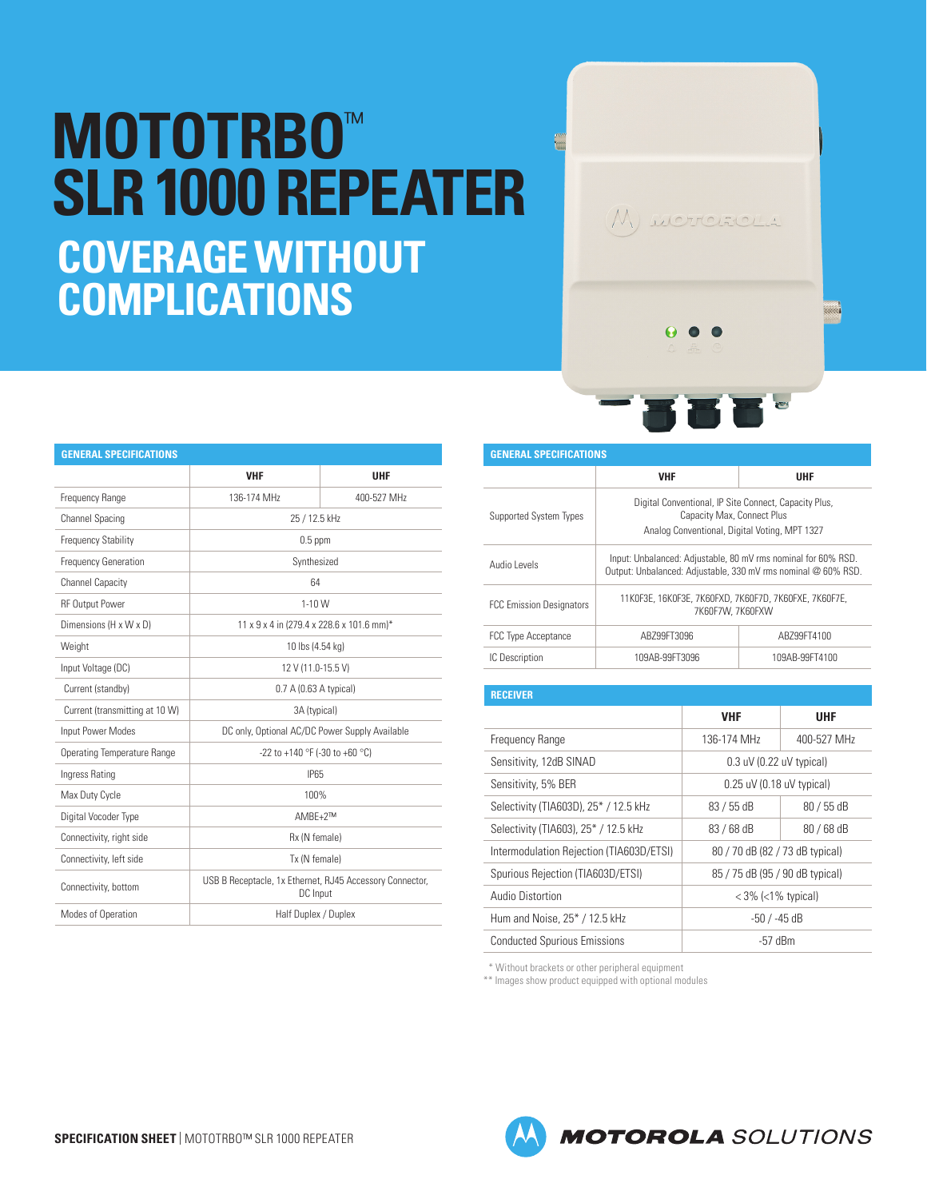# MOTOTRBO™ SLR 1000 REPEATER

## COVERAGE WITHOUT COMPLICATIONS

### GENERAL SPECIFICATIONS

| | VHF | UHF |
|---|---|---|
| Frequency Range | 136-174 MHz | 400-527 MHz |
| Channel Spacing | 25 / 12.5 kHz | |
| Frequency Stability | 0.5 ppm | |
| Frequency Generation | Synthesized | |
| Channel Capacity | 64 | |
| RF Output Power | 1-10 W | |
| Dimensions (H x W x D) | 11 x 9 x 4 in (279.4 x 228.6 x 101.6 mm)* | |
| Weight | 10 lbs (4.54 kg) | |
| Input Voltage (DC) | 12 V (11.0-15.5 V) | |
| Current (standby) | 0.7 A (0.63 A typical) | |
| Current (transmitting at 10 W) | 3A (typical) | |
| Input Power Modes | DC only, Optional AC/DC Power Supply Available | |
| Operating Temperature Range | -22 to +140 °F (-30 to +60 °C) | |
| Ingress Rating | IP65 | |
| Max Duty Cycle | 100% | |
| Digital Vocoder Type | AMBE+2™ | |
| Connectivity, right side | Rx (N female) | |
| Connectivity, left side | Tx (N female) | |
| Connectivity, bottom | USB B Receptacle, 1x Ethernet, RJ45 Accessory Connector, DC Input | |
| Modes of Operation | Half Duplex / Duplex | |

### GENERAL SPECIFICATIONS

| | VHF | UHF |
|---|---|---|
| Supported System Types | Digital Conventional, IP Site Connect, Capacity Plus, Capacity Max, Connect Plus<br>Analog Conventional, Digital Voting, MPT 1327 | |
| Audio Levels | Input: Unbalanced: Adjustable, 80 mV rms nominal for 60% RSD.<br>Output: Unbalanced: Adjustable, 330 mV rms nominal @ 60% RSD. | |
| FCC Emission Designators | 11K0F3E, 16K0F3E, 7K60FXD, 7K60F7D, 7K60FXE, 7K60F7E, 7K60F7W, 7K60FXW | |
| FCC Type Acceptance | ABZ99FT3096 | ABZ99FT4100 |
| IC Description | 109AB-99FT3096 | 109AB-99FT4100 |

### RECEIVER

| | VHF | UHF |
|---|---|---|
| Frequency Range | 136-174 MHz | 400-527 MHz |
| Sensitivity, 12dB SINAD | 0.3 uV (0.22 uV typical) | |
| Sensitivity, 5% BER | 0.25 uV (0.18 uV typical) | |
| Selectivity (TIA603D), 25* / 12.5 kHz | 83 / 55 dB | 80 / 55 dB |
| Selectivity (TIA603), 25* / 12.5 kHz | 83 / 68 dB | 80 / 68 dB |
| Intermodulation Rejection (TIA603D/ETSI) | 80 / 70 dB (82 / 73 dB typical) | |
| Spurious Rejection (TIA603D/ETSI) | 85 / 75 dB (95 / 90 dB typical) | |
| Audio Distortion | < 3% (<1% typical) | |
| Hum and Noise, 25* / 12.5 kHz | -50 / -45 dB | |
| Conducted Spurious Emissions | -57 dBm | |

\* Without brackets or other peripheral equipment

** Images show product equipped with optional modules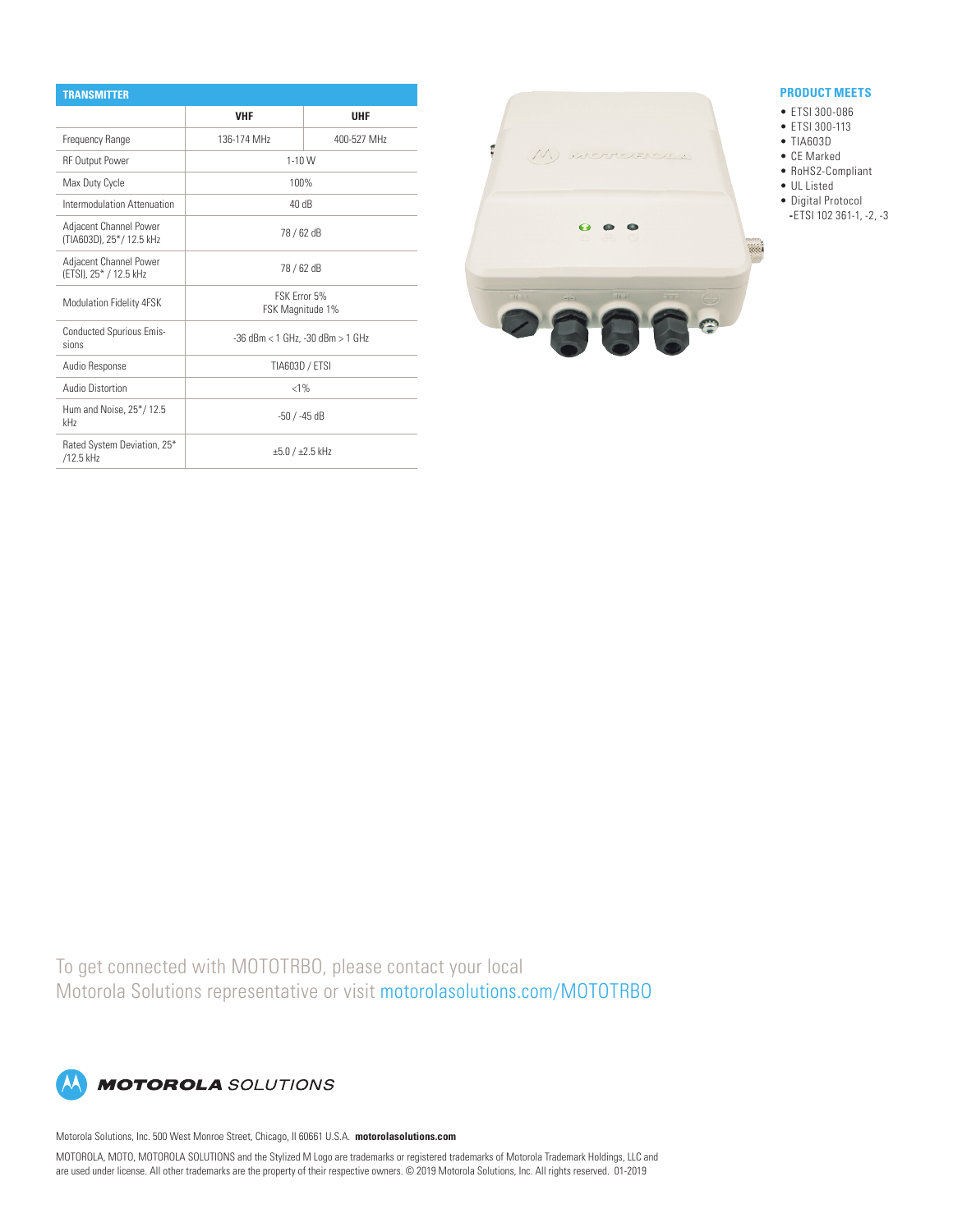| TRANSMITTER | VHF | UHF |
|---|---|---|
| Frequency Range | 136-174 MHz | 400-527 MHz |
| RF Output Power | 1-10 W | |
| Max Duty Cycle | 100% | |
| Intermodulation Attenuation | 40 dB | |
| Adjacent Channel Power (TIA603D), 25*/ 12.5 kHz | 78 / 62 dB | |
| Adjacent Channel Power (ETSI), 25* / 12.5 kHz | 78 / 62 dB | |
| Modulation Fidelity 4FSK | FSK Error 5%<br>FSK Magnitude 1% | |
| Conducted Spurious Emissions | -36 dBm < 1 GHz, -30 dBm > 1 GHz | |
| Audio Response | TIA603D / ETSI | |
| Audio Distortion | <1% | |
| Hum and Noise, 25*/ 12.5 kHz | -50 / -45 dB | |
| Rated System Deviation, 25* /12.5 kHz | ±5.0 / ±2.5 kHz | |

## PRODUCT MEETS

- ETSI 300-086
- ETSI 300-113
- TIA603D
- CE Marked
- RoHS2-Compliant
- UL Listed
- Digital Protocol
  - ETSI 102 361-1, -2, -3

To get connected with MOTOTRBO, please contact your local Motorola Solutions representative or visit motorolasolutions.com/MOTOTRBO

**MOTOROLA** SOLUTIONS

Motorola Solutions, Inc. 500 West Monroe Street, Chicago, Il 60661 U.S.A. **motorolasolutions.com**

MOTOROLA, MOTO, MOTOROLA SOLUTIONS and the Stylized M Logo are trademarks or registered trademarks of Motorola Trademark Holdings, LLC and are used under license. All other trademarks are the property of their respective owners. © 2019 Motorola Solutions, Inc. All rights reserved. 01-2019